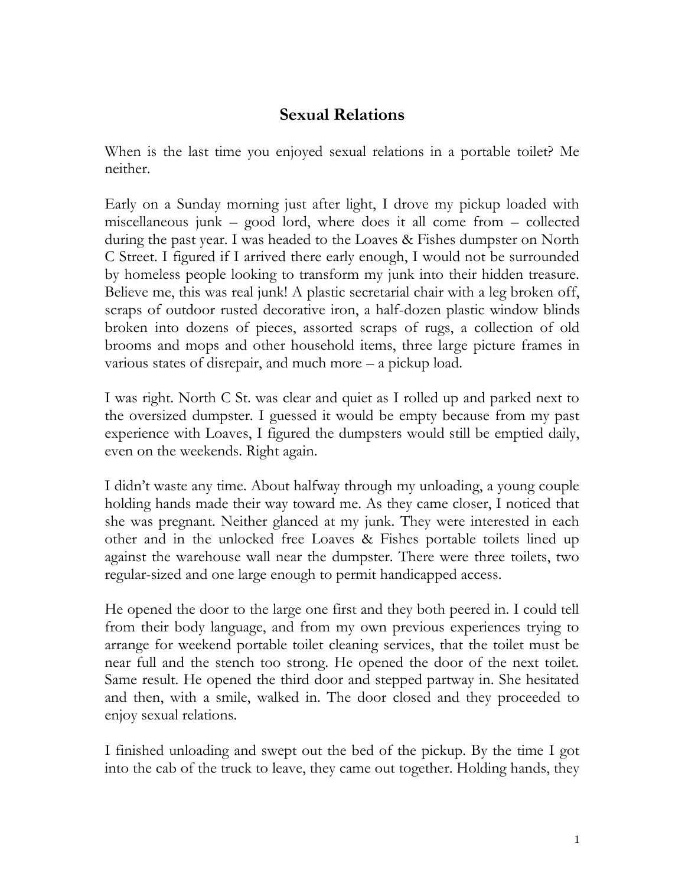# Sexual Relations

When is the last time you enjoyed sexual relations in a portable toilet? Me neither.

Early on a Sunday morning just after light, I drove my pickup loaded with miscellaneous junk – good lord, where does it all come from – collected during the past year. I was headed to the Loaves & Fishes dumpster on North C Street. I figured if I arrived there early enough, I would not be surrounded by homeless people looking to transform my junk into their hidden treasure. Believe me, this was real junk! A plastic secretarial chair with a leg broken off, scraps of outdoor rusted decorative iron, a half-dozen plastic window blinds broken into dozens of pieces, assorted scraps of rugs, a collection of old brooms and mops and other household items, three large picture frames in various states of disrepair, and much more – a pickup load.

I was right. North C St. was clear and quiet as I rolled up and parked next to the oversized dumpster. I guessed it would be empty because from my past experience with Loaves, I figured the dumpsters would still be emptied daily, even on the weekends. Right again.

I didn't waste any time. About halfway through my unloading, a young couple holding hands made their way toward me. As they came closer, I noticed that she was pregnant. Neither glanced at my junk. They were interested in each other and in the unlocked free Loaves & Fishes portable toilets lined up against the warehouse wall near the dumpster. There were three toilets, two regular-sized and one large enough to permit handicapped access.

He opened the door to the large one first and they both peered in. I could tell from their body language, and from my own previous experiences trying to arrange for weekend portable toilet cleaning services, that the toilet must be near full and the stench too strong. He opened the door of the next toilet. Same result. He opened the third door and stepped partway in. She hesitated and then, with a smile, walked in. The door closed and they proceeded to enjoy sexual relations.

I finished unloading and swept out the bed of the pickup. By the time I got into the cab of the truck to leave, they came out together. Holding hands, they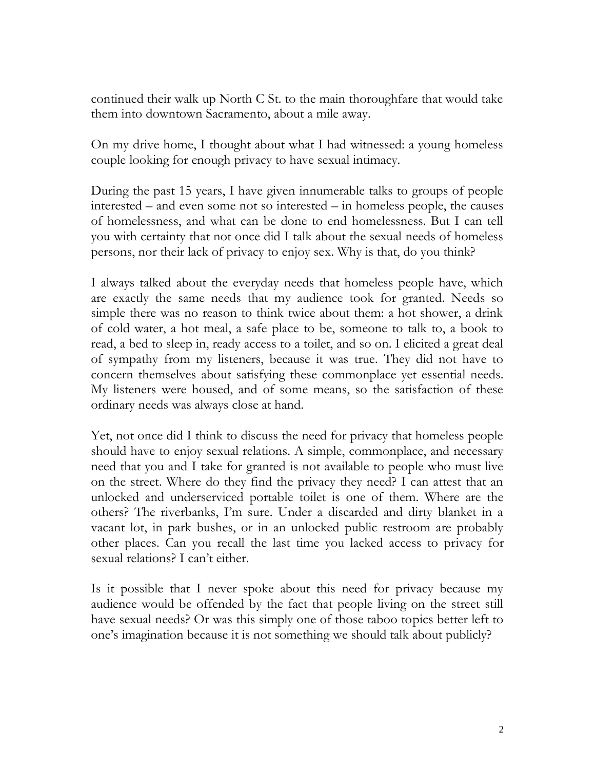continued their walk up North C St. to the main thoroughfare that would take them into downtown Sacramento, about a mile away.

On my drive home, I thought about what I had witnessed: a young homeless couple looking for enough privacy to have sexual intimacy.

During the past 15 years, I have given innumerable talks to groups of people interested – and even some not so interested – in homeless people, the causes of homelessness, and what can be done to end homelessness. But I can tell you with certainty that not once did I talk about the sexual needs of homeless persons, nor their lack of privacy to enjoy sex. Why is that, do you think?

I always talked about the everyday needs that homeless people have, which are exactly the same needs that my audience took for granted. Needs so simple there was no reason to think twice about them: a hot shower, a drink of cold water, a hot meal, a safe place to be, someone to talk to, a book to read, a bed to sleep in, ready access to a toilet, and so on. I elicited a great deal of sympathy from my listeners, because it was true. They did not have to concern themselves about satisfying these commonplace yet essential needs. My listeners were housed, and of some means, so the satisfaction of these ordinary needs was always close at hand.

Yet, not once did I think to discuss the need for privacy that homeless people should have to enjoy sexual relations. A simple, commonplace, and necessary need that you and I take for granted is not available to people who must live on the street. Where do they find the privacy they need? I can attest that an unlocked and underserviced portable toilet is one of them. Where are the others? The riverbanks, I'm sure. Under a discarded and dirty blanket in a vacant lot, in park bushes, or in an unlocked public restroom are probably other places. Can you recall the last time you lacked access to privacy for sexual relations? I can't either.

Is it possible that I never spoke about this need for privacy because my audience would be offended by the fact that people living on the street still have sexual needs? Or was this simply one of those taboo topics better left to one's imagination because it is not something we should talk about publicly?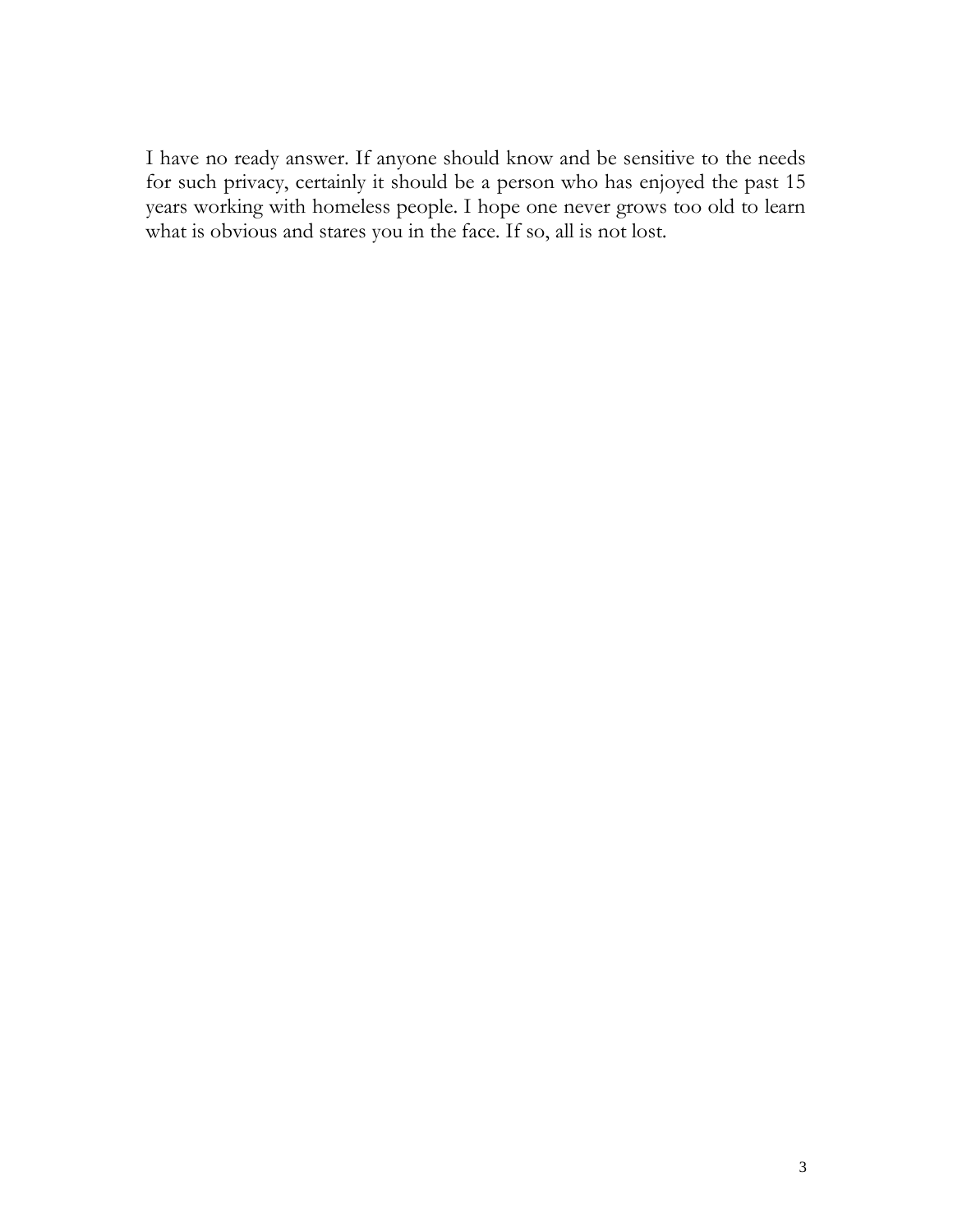I have no ready answer. If anyone should know and be sensitive to the needs for such privacy, certainly it should be a person who has enjoyed the past 15 years working with homeless people. I hope one never grows too old to learn what is obvious and stares you in the face. If so, all is not lost.